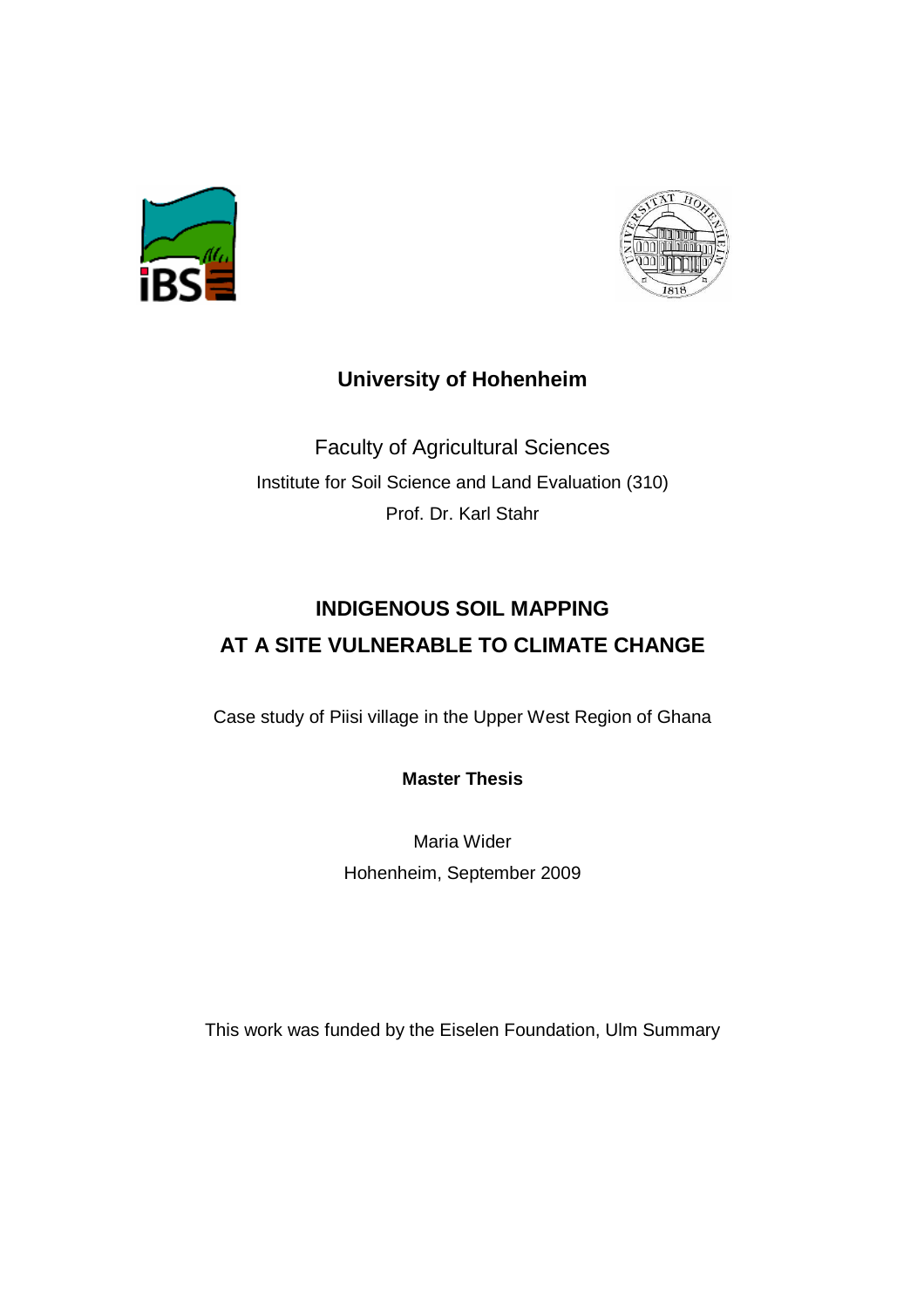**University of Hohenheim**

Faculty of Agricultural Sciences

Institute for Soil Science and Land Evaluation (310)

Prof. Dr. Karl Stahr

# INDIGENOUS SOIL MAPPING AT A SITE VULNERABLE TO CLIMATE CHANGE

Case study of Piisi village in the Upper West Region of Ghana

**Master Thesis**

Maria Wider

Hohenheim, September 2009

This work was funded by the Eiselen Foundation, Ulm Summary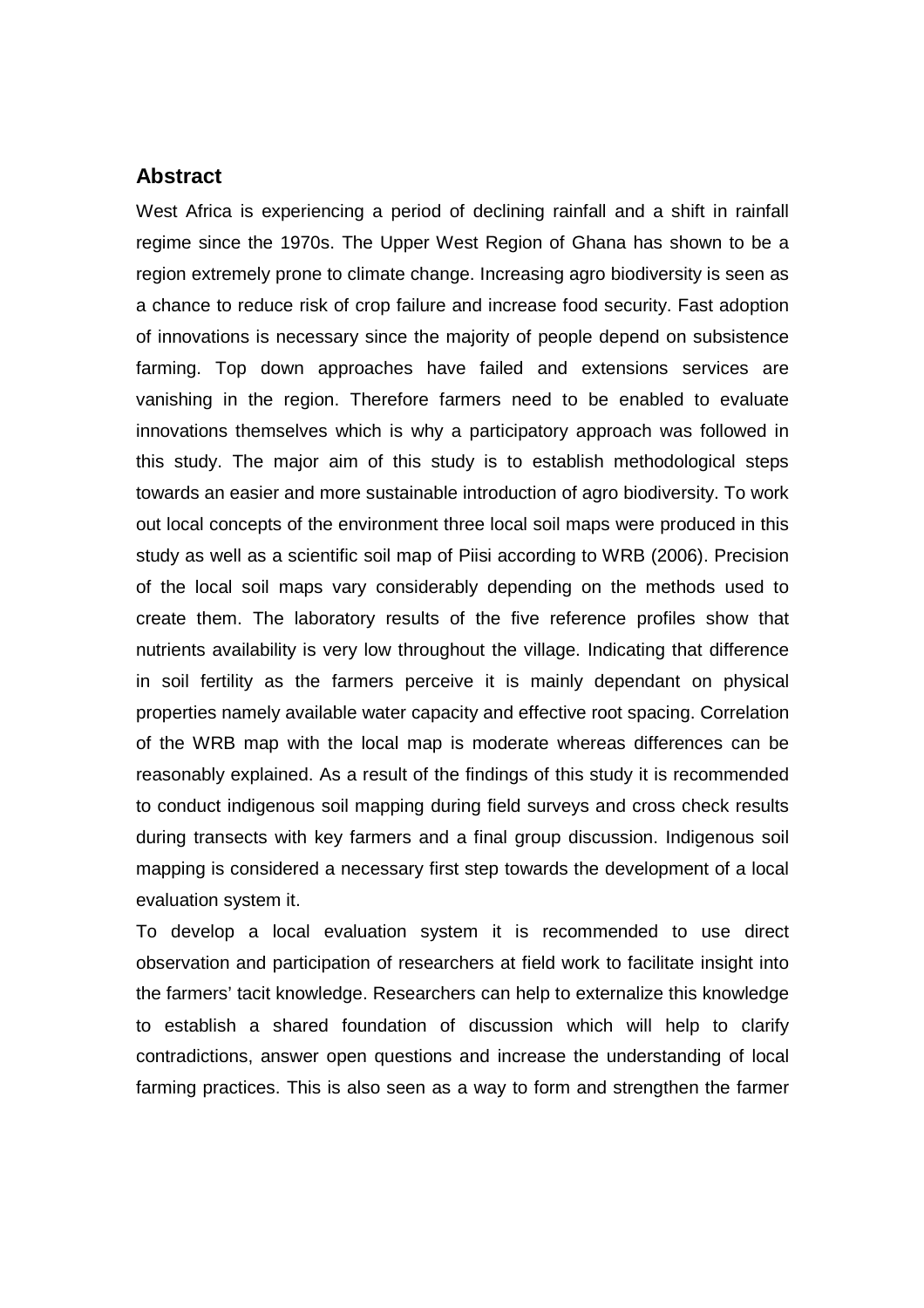## Abstract

West Africa is experiencing a period of declining rainfall and a shift in rainfall regime since the 1970s. The Upper West Region of Ghana has shown to be a region extremely prone to climate change. Increasing agro biodiversity is seen as a chance to reduce risk of crop failure and increase food security. Fast adoption of innovations is necessary since the majority of people depend on subsistence farming. Top down approaches have failed and extensions services are vanishing in the region. Therefore farmers need to be enabled to evaluate innovations themselves which is why a participatory approach was followed in this study. The major aim of this study is to establish methodological steps towards an easier and more sustainable introduction of agro biodiversity. To work out local concepts of the environment three local soil maps were produced in this study as well as a scientific soil map of Piisi according to WRB (2006). Precision of the local soil maps vary considerably depending on the methods used to create them. The laboratory results of the five reference profiles show that nutrients availability is very low throughout the village. Indicating that difference in soil fertility as the farmers perceive it is mainly dependant on physical properties namely available water capacity and effective root spacing. Correlation of the WRB map with the local map is moderate whereas differences can be reasonably explained. As a result of the findings of this study it is recommended to conduct indigenous soil mapping during field surveys and cross check results during transects with key farmers and a final group discussion. Indigenous soil mapping is considered a necessary first step towards the development of a local evaluation system it.

To develop a local evaluation system it is recommended to use direct observation and participation of researchers at field work to facilitate insight into the farmers' tacit knowledge. Researchers can help to externalize this knowledge to establish a shared foundation of discussion which will help to clarify contradictions, answer open questions and increase the understanding of local farming practices. This is also seen as a way to form and strengthen the farmer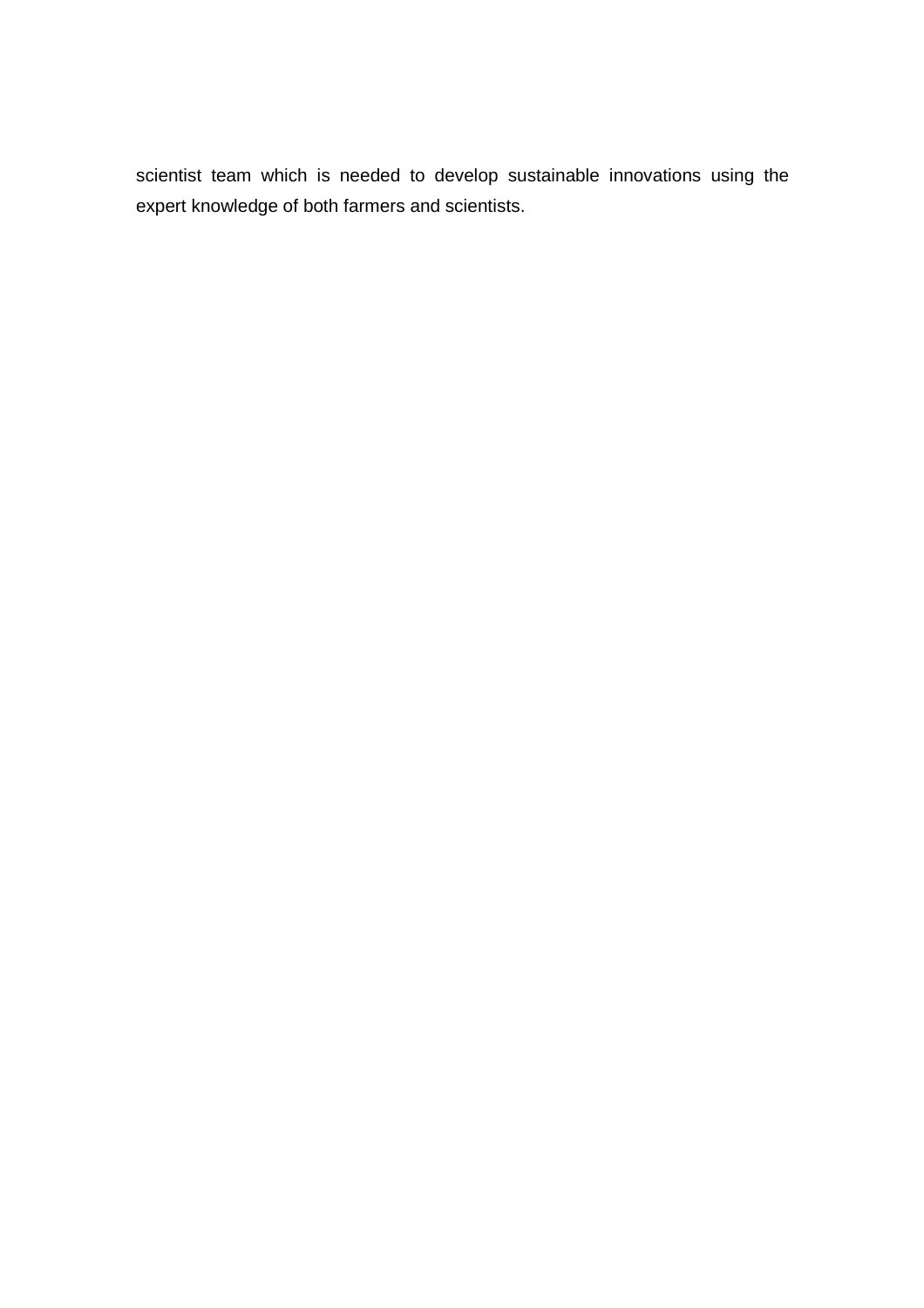scientist team which is needed to develop sustainable innovations using the expert knowledge of both farmers and scientists.